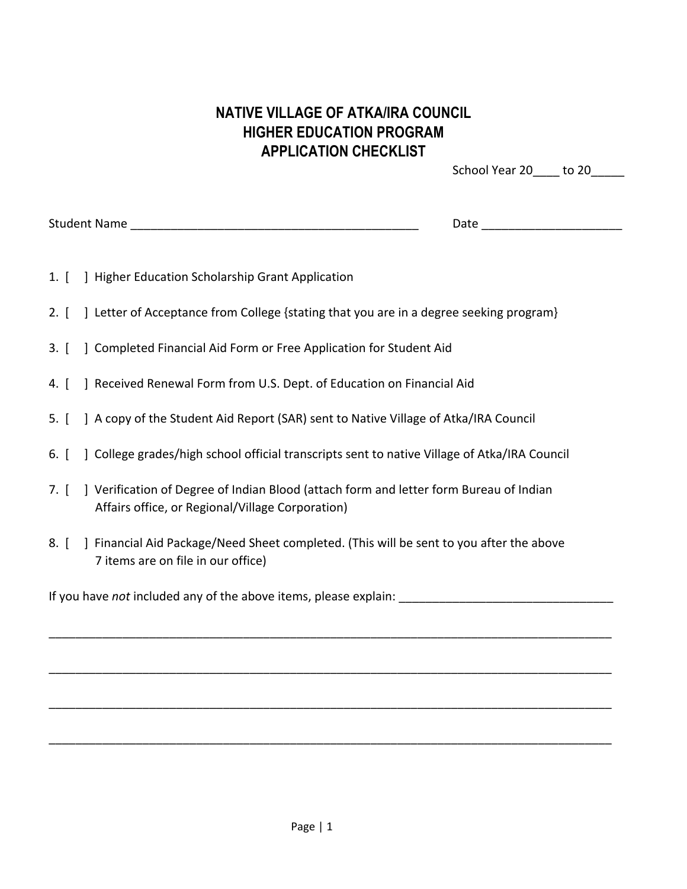# NATIVE VILLAGE OF ATKA/IRA COUNCIL
# HIGHER EDUCATION PROGRAM
# APPLICATION CHECKLIST

School Year 20____ to 20_____

Student Name ____________________________________________ Date _____________________

1. [ ] Higher Education Scholarship Grant Application

2. [ ] Letter of Acceptance from College {stating that you are in a degree seeking program}

3. [ ] Completed Financial Aid Form or Free Application for Student Aid

4. [ ] Received Renewal Form from U.S. Dept. of Education on Financial Aid

5. [ ] A copy of the Student Aid Report (SAR) sent to Native Village of Atka/IRA Council

6. [ ] College grades/high school official transcripts sent to native Village of Atka/IRA Council

7. [ ] Verification of Degree of Indian Blood (attach form and letter form Bureau of Indian Affairs office, or Regional/Village Corporation)

8. [ ] Financial Aid Package/Need Sheet completed. (This will be sent to you after the above 7 items are on file in our office)

If you have *not* included any of the above items, please explain: ________________________________

_____________________________________________________________________________________

_____________________________________________________________________________________

_____________________________________________________________________________________

_____________________________________________________________________________________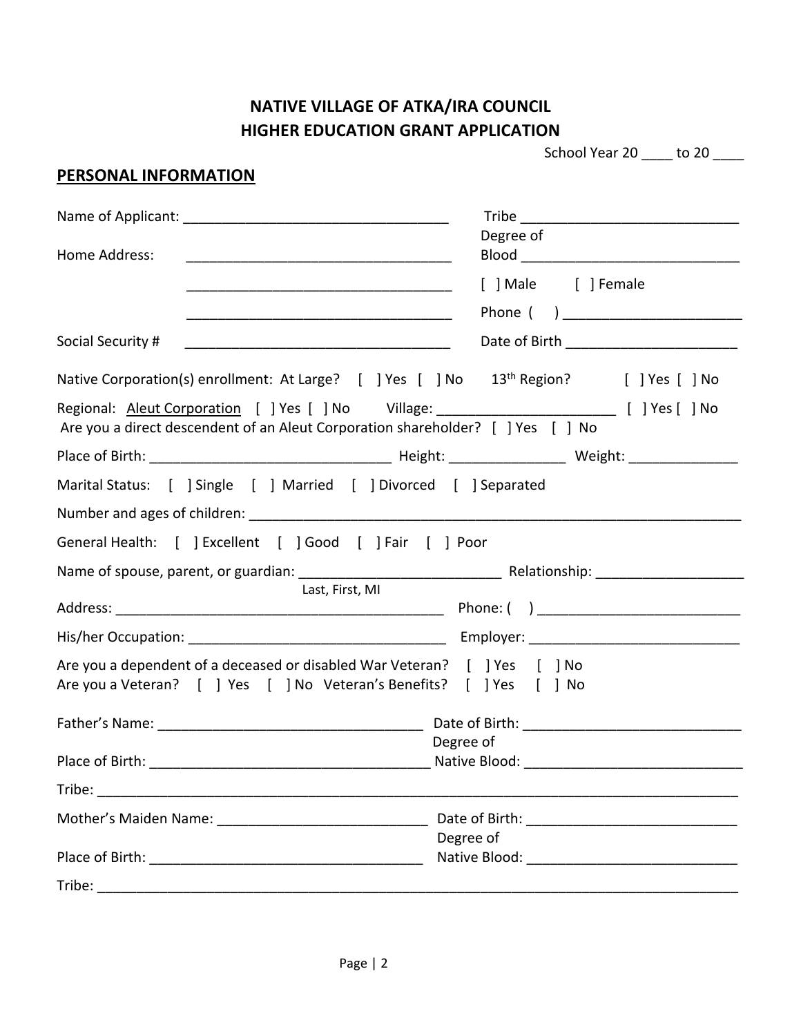# NATIVE VILLAGE OF ATKA/IRA COUNCIL
# HIGHER EDUCATION GRANT APPLICATION

School Year 20 ____ to 20 ____

## PERSONAL INFORMATION

Name of Applicant: __________________________________ Tribe ____________________________

Home Address: __________________________________ Degree of Blood ____________________________

__________________________________ [ ] Male [ ] Female

__________________________________ Phone ( ) _______________________

Social Security # __________________________________ Date of Birth ______________________

Native Corporation(s) enrollment: At Large? [ ] Yes [ ] No 13th Region? [ ] Yes [ ] No

Regional: Aleut Corporation [ ] Yes [ ] No Village: ______________________ [ ] Yes [ ] No

Are you a direct descendent of an Aleut Corporation shareholder? [ ] Yes [ ] No

Place of Birth: ______________________________ Height: ______________ Weight: ______________

Marital Status: [ ] Single [ ] Married [ ] Divorced [ ] Separated

Number and ages of children: _________________________________________________________________

General Health: [ ] Excellent [ ] Good [ ] Fair [ ] Poor

Name of spouse, parent, or guardian: _________________________ Relationship: ___________________
Last, First, MI

Address: ____________________________________________ Phone: ( ) __________________________

His/her Occupation: _________________________________ Employer: ___________________________

Are you a dependent of a deceased or disabled War Veteran? [ ] Yes [ ] No

Are you a Veteran? [ ] Yes [ ] No Veteran's Benefits? [ ] Yes [ ] No

Father's Name: __________________________________ Date of Birth: ____________________________

Place of Birth: ____________________________________ Degree of Native Blood: ____________________________

Tribe: ____________________________________________________________________________________

Mother's Maiden Name: ___________________________ Date of Birth: ___________________________

Place of Birth: ___________________________________ Degree of Native Blood: ___________________________

Tribe: ____________________________________________________________________________________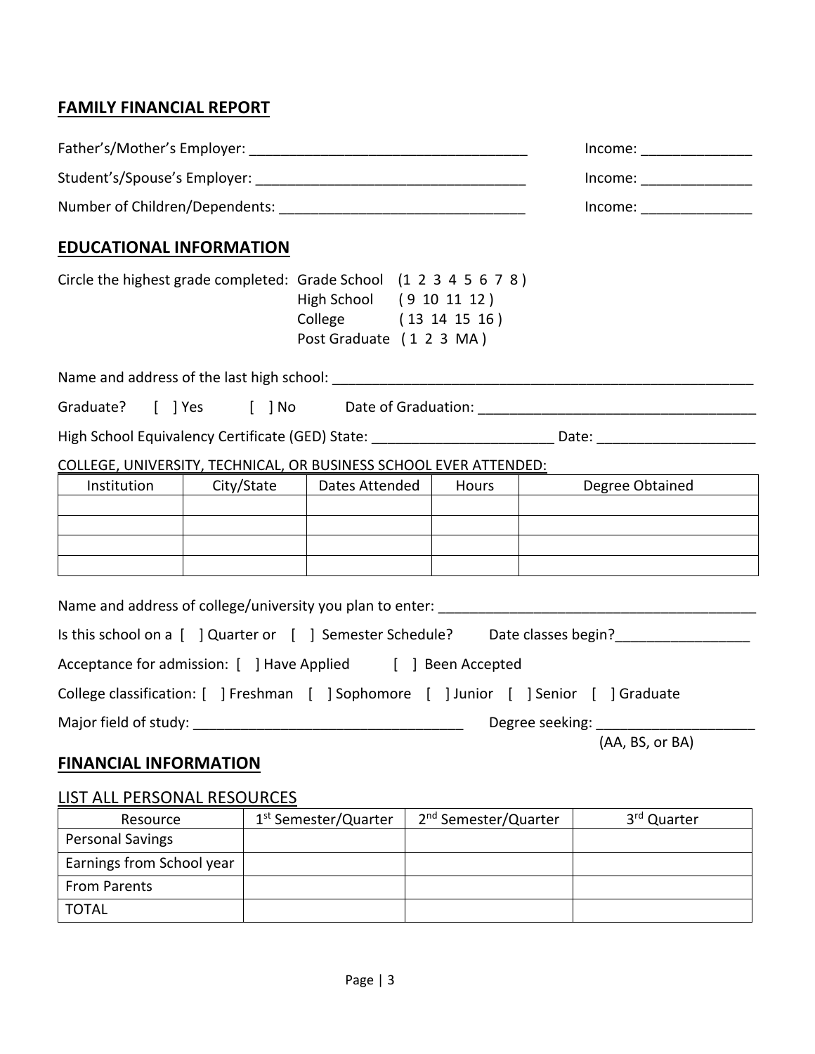## FAMILY FINANCIAL REPORT

Father's/Mother's Employer: ___________________________________ Income: ______________

Student's/Spouse's Employer: __________________________________ Income: ______________

Number of Children/Dependents: _______________________________ Income: ______________

## EDUCATIONAL INFORMATION

Circle the highest grade completed: Grade School (1 2 3 4 5 6 7 8 )
High School ( 9 10 11 12 )
College ( 13 14 15 16 )
Post Graduate ( 1 2 3 MA )

Name and address of the last high school: _______________________________________________________

Graduate? [ ] Yes [ ] No Date of Graduation: ___________________________________

High School Equivalency Certificate (GED) State: _______________________ Date: ____________________

COLLEGE, UNIVERSITY, TECHNICAL, OR BUSINESS SCHOOL EVER ATTENDED:

| Institution | City/State | Dates Attended | Hours | Degree Obtained |
|---|---|---|---|---|
| | | | | |
| | | | | |
| | | | | |
| | | | | |

Name and address of college/university you plan to enter: _________________________________________

Is this school on a [ ] Quarter or [ ] Semester Schedule? Date classes begin?_________________

Acceptance for admission: [ ] Have Applied [ ] Been Accepted

College classification: [ ] Freshman [ ] Sophomore [ ] Junior [ ] Senior [ ] Graduate

Major field of study: __________________________________ Degree seeking: ____________________
(AA, BS, or BA)

## FINANCIAL INFORMATION

LIST ALL PERSONAL RESOURCES

| Resource | 1st Semester/Quarter | 2nd Semester/Quarter | 3rd Quarter |
|---|---|---|---|
| Personal Savings | | | |
| Earnings from School year | | | |
| From Parents | | | |
| TOTAL | | | |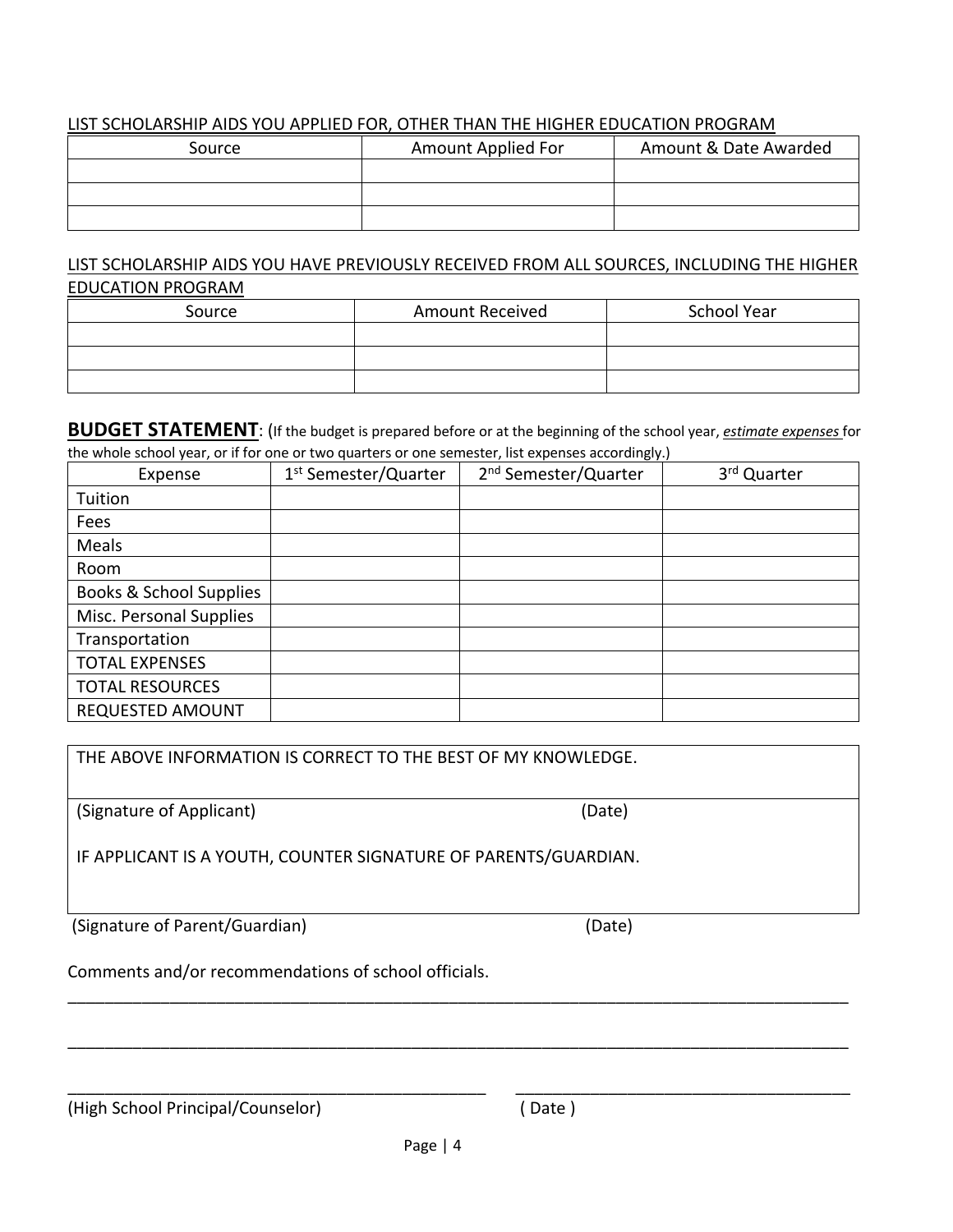LIST SCHOLARSHIP AIDS YOU APPLIED FOR, OTHER THAN THE HIGHER EDUCATION PROGRAM

| Source | Amount Applied For | Amount & Date Awarded |
|---|---|---|
| | | |
| | | |
| | | |

LIST SCHOLARSHIP AIDS YOU HAVE PREVIOUSLY RECEIVED FROM ALL SOURCES, INCLUDING THE HIGHER EDUCATION PROGRAM

| Source | Amount Received | School Year |
|---|---|---|
| | | |
| | | |
| | | |

**BUDGET STATEMENT**: (If the budget is prepared before or at the beginning of the school year, ***estimate expenses*** for the whole school year, or if for one or two quarters or one semester, list expenses accordingly.)

| Expense | 1st Semester/Quarter | 2nd Semester/Quarter | 3rd Quarter |
|---|---|---|---|
| Tuition | | | |
| Fees | | | |
| Meals | | | |
| Room | | | |
| Books & School Supplies | | | |
| Misc. Personal Supplies | | | |
| Transportation | | | |
| TOTAL EXPENSES | | | |
| TOTAL RESOURCES | | | |
| REQUESTED AMOUNT | | | |

THE ABOVE INFORMATION IS CORRECT TO THE BEST OF MY KNOWLEDGE.

(Signature of Applicant) (Date)

IF APPLICANT IS A YOUTH, COUNTER SIGNATURE OF PARENTS/GUARDIAN.

(Signature of Parent/Guardian) (Date)

Comments and/or recommendations of school officials.

_____________________________________________________________________________________

_____________________________________________________________________________________

_______________________________________________ ___________________________________

(High School Principal/Counselor) ( Date )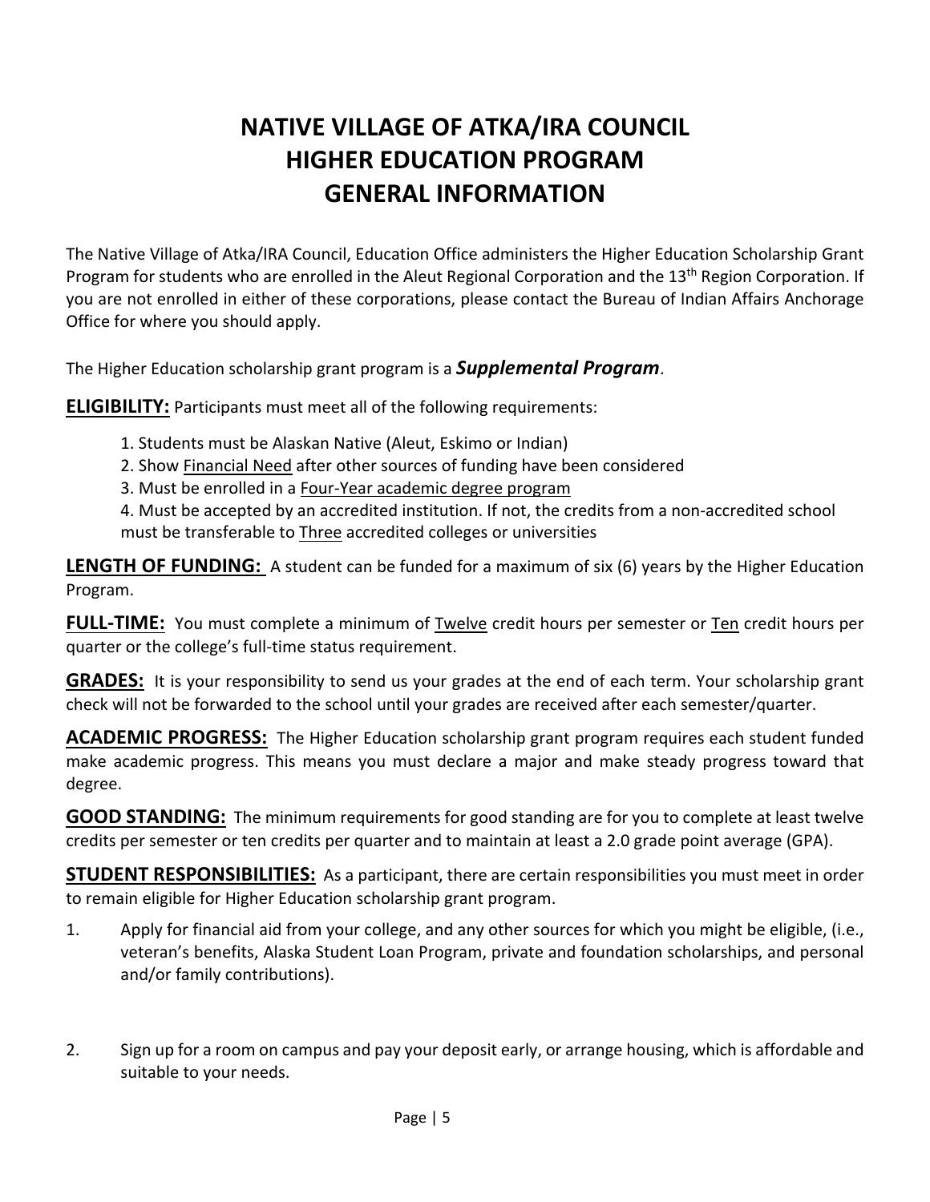# NATIVE VILLAGE OF ATKA/IRA COUNCIL HIGHER EDUCATION PROGRAM GENERAL INFORMATION

The Native Village of Atka/IRA Council, Education Office administers the Higher Education Scholarship Grant Program for students who are enrolled in the Aleut Regional Corporation and the 13th Region Corporation. If you are not enrolled in either of these corporations, please contact the Bureau of Indian Affairs Anchorage Office for where you should apply.

The Higher Education scholarship grant program is a ***Supplemental Program***.

**ELIGIBILITY:** Participants must meet all of the following requirements:

1. Students must be Alaskan Native (Aleut, Eskimo or Indian)
2. Show Financial Need after other sources of funding have been considered
3. Must be enrolled in a Four-Year academic degree program
4. Must be accepted by an accredited institution. If not, the credits from a non-accredited school must be transferable to Three accredited colleges or universities

**LENGTH OF FUNDING:** A student can be funded for a maximum of six (6) years by the Higher Education Program.

**FULL-TIME:** You must complete a minimum of Twelve credit hours per semester or Ten credit hours per quarter or the college's full-time status requirement.

**GRADES:** It is your responsibility to send us your grades at the end of each term. Your scholarship grant check will not be forwarded to the school until your grades are received after each semester/quarter.

**ACADEMIC PROGRESS:** The Higher Education scholarship grant program requires each student funded make academic progress. This means you must declare a major and make steady progress toward that degree.

**GOOD STANDING:** The minimum requirements for good standing are for you to complete at least twelve credits per semester or ten credits per quarter and to maintain at least a 2.0 grade point average (GPA).

**STUDENT RESPONSIBILITIES:** As a participant, there are certain responsibilities you must meet in order to remain eligible for Higher Education scholarship grant program.

1. Apply for financial aid from your college, and any other sources for which you might be eligible, (i.e., veteran's benefits, Alaska Student Loan Program, private and foundation scholarships, and personal and/or family contributions).

2. Sign up for a room on campus and pay your deposit early, or arrange housing, which is affordable and suitable to your needs.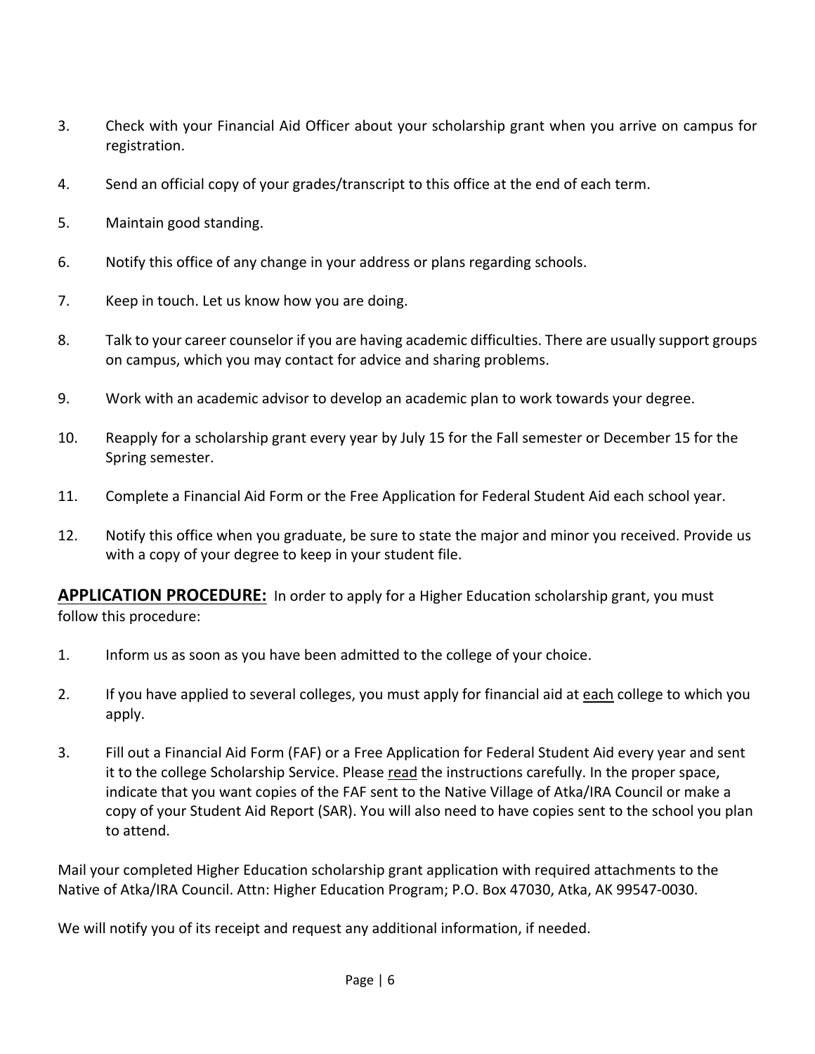3. Check with your Financial Aid Officer about your scholarship grant when you arrive on campus for registration.

4. Send an official copy of your grades/transcript to this office at the end of each term.

5. Maintain good standing.

6. Notify this office of any change in your address or plans regarding schools.

7. Keep in touch. Let us know how you are doing.

8. Talk to your career counselor if you are having academic difficulties. There are usually support groups on campus, which you may contact for advice and sharing problems.

9. Work with an academic advisor to develop an academic plan to work towards your degree.

10. Reapply for a scholarship grant every year by July 15 for the Fall semester or December 15 for the Spring semester.

11. Complete a Financial Aid Form or the Free Application for Federal Student Aid each school year.

12. Notify this office when you graduate, be sure to state the major and minor you received. Provide us with a copy of your degree to keep in your student file.

**<u>APPLICATION PROCEDURE:</u>** In order to apply for a Higher Education scholarship grant, you must follow this procedure:

1. Inform us as soon as you have been admitted to the college of your choice.

2. If you have applied to several colleges, you must apply for financial aid at <u>each</u> college to which you apply.

3. Fill out a Financial Aid Form (FAF) or a Free Application for Federal Student Aid every year and sent it to the college Scholarship Service. Please <u>read</u> the instructions carefully. In the proper space, indicate that you want copies of the FAF sent to the Native Village of Atka/IRA Council or make a copy of your Student Aid Report (SAR). You will also need to have copies sent to the school you plan to attend.

Mail your completed Higher Education scholarship grant application with required attachments to the Native of Atka/IRA Council. Attn: Higher Education Program; P.O. Box 47030, Atka, AK 99547-0030.

We will notify you of its receipt and request any additional information, if needed.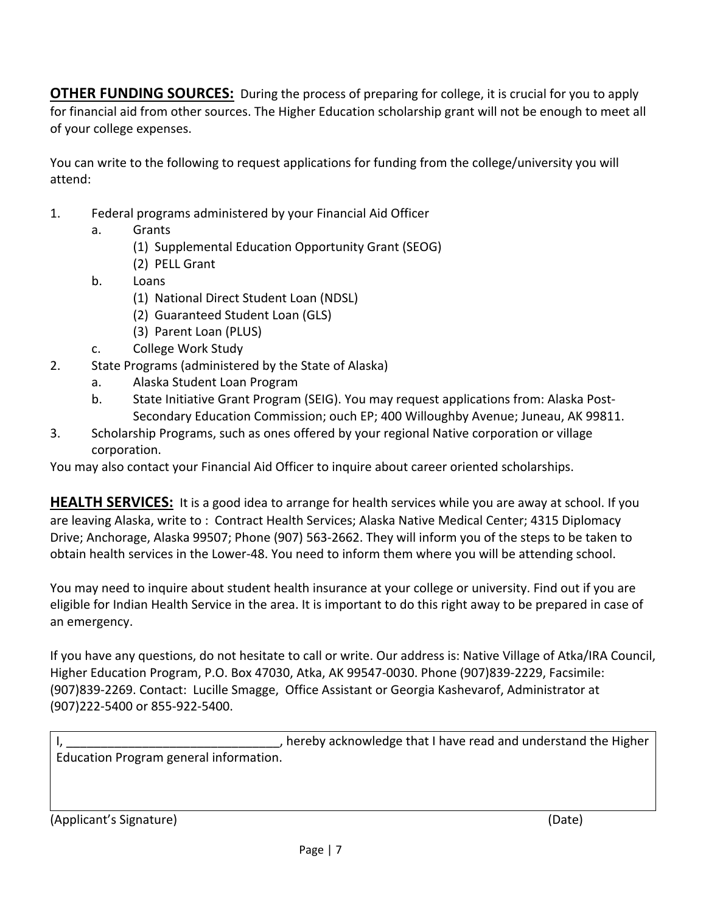**OTHER FUNDING SOURCES:** During the process of preparing for college, it is crucial for you to apply for financial aid from other sources. The Higher Education scholarship grant will not be enough to meet all of your college expenses.

You can write to the following to request applications for funding from the college/university you will attend:

1. Federal programs administered by your Financial Aid Officer
   a. Grants
      (1) Supplemental Education Opportunity Grant (SEOG)
      (2) PELL Grant
   b. Loans
      (1) National Direct Student Loan (NDSL)
      (2) Guaranteed Student Loan (GLS)
      (3) Parent Loan (PLUS)
   c. College Work Study
2. State Programs (administered by the State of Alaska)
   a. Alaska Student Loan Program
   b. State Initiative Grant Program (SEIG). You may request applications from: Alaska Post-Secondary Education Commission; ouch EP; 400 Willoughby Avenue; Juneau, AK 99811.
3. Scholarship Programs, such as ones offered by your regional Native corporation or village corporation.

You may also contact your Financial Aid Officer to inquire about career oriented scholarships.

**HEALTH SERVICES:** It is a good idea to arrange for health services while you are away at school. If you are leaving Alaska, write to : Contract Health Services; Alaska Native Medical Center; 4315 Diplomacy Drive; Anchorage, Alaska 99507; Phone (907) 563-2662. They will inform you of the steps to be taken to obtain health services in the Lower-48. You need to inform them where you will be attending school.

You may need to inquire about student health insurance at your college or university. Find out if you are eligible for Indian Health Service in the area. It is important to do this right away to be prepared in case of an emergency.

If you have any questions, do not hesitate to call or write. Our address is: Native Village of Atka/IRA Council, Higher Education Program, P.O. Box 47030, Atka, AK 99547-0030. Phone (907)839-2229, Facsimile: (907)839-2269. Contact: Lucille Smagge, Office Assistant or Georgia Kashevarof, Administrator at (907)222-5400 or 855-922-5400.

I, _______________________________, hereby acknowledge that I have read and understand the Higher Education Program general information.

(Applicant's Signature) (Date)